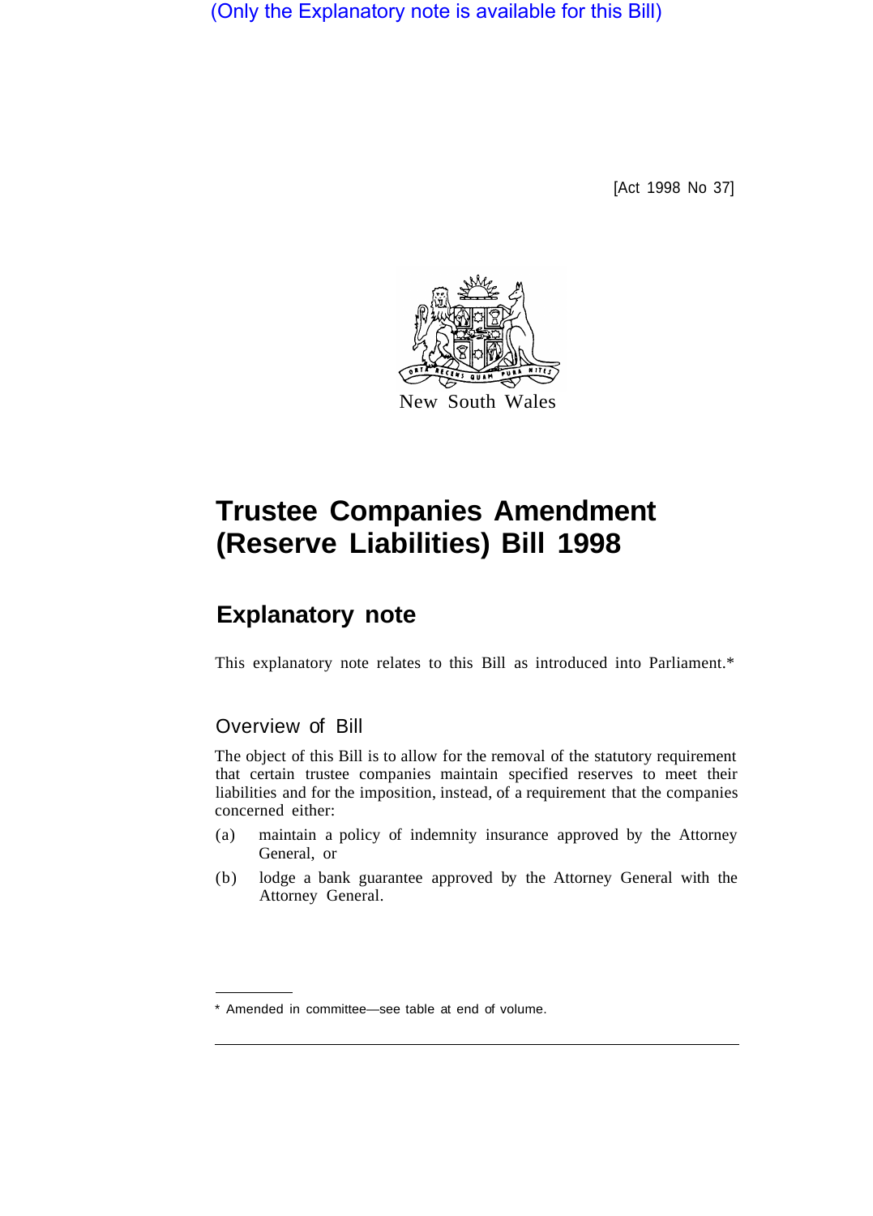(Only the Explanatory note is available for this Bill)

[Act 1998 No 37]

New South Wales

# Trustee Companies Amendment (Reserve Liabilities) Bill 1998

## Explanatory note

This explanatory note relates to this Bill as introduced into Parliament.*

### Overview of Bill

The object of this Bill is to allow for the removal of the statutory requirement that certain trustee companies maintain specified reserves to meet their liabilities and for the imposition, instead, of a requirement that the companies concerned either:

(a) maintain a policy of indemnity insurance approved by the Attorney General, or

(b) lodge a bank guarantee approved by the Attorney General with the Attorney General.

* Amended in committee—see table at end of volume.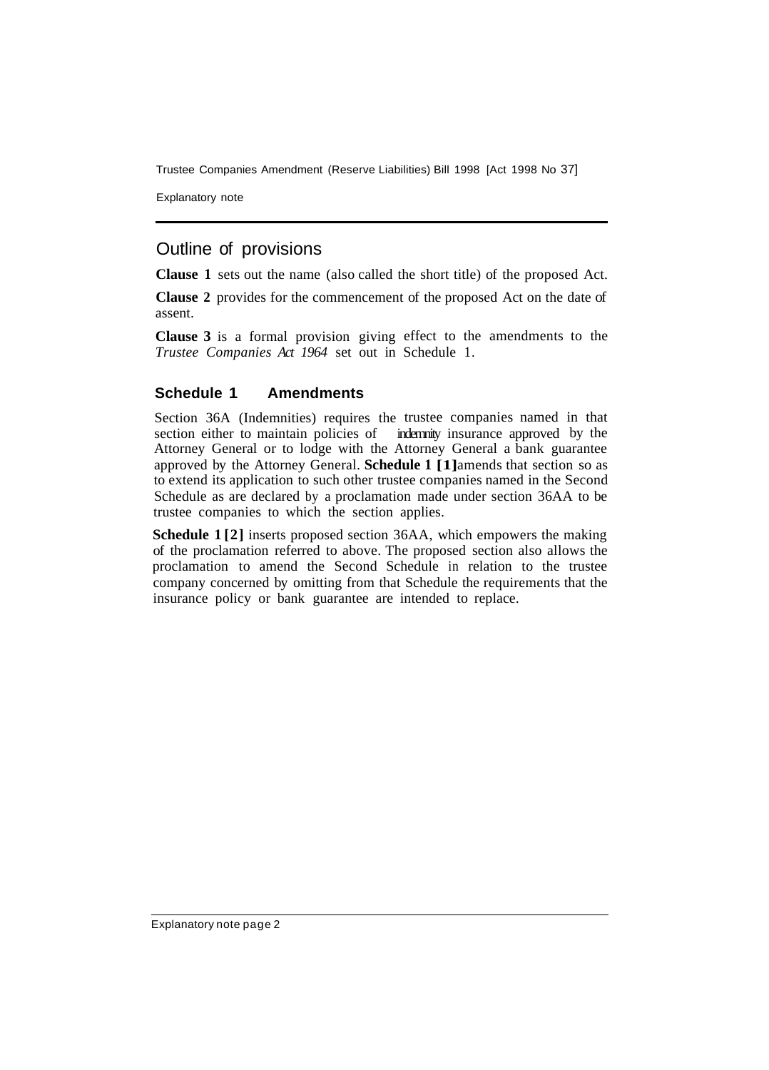## Outline of provisions

**Clause 1** sets out the name (also called the short title) of the proposed Act.

**Clause 2** provides for the commencement of the proposed Act on the date of assent.

**Clause 3** is a formal provision giving effect to the amendments to the *Trustee Companies Act 1964* set out in Schedule 1.

### Schedule 1 Amendments

Section 36A (Indemnities) requires the trustee companies named in that section either to maintain policies of indemnity insurance approved by the Attorney General or to lodge with the Attorney General a bank guarantee approved by the Attorney General. **Schedule 1 [1]** amends that section so as to extend its application to such other trustee companies named in the Second Schedule as are declared by a proclamation made under section 36AA to be trustee companies to which the section applies.

**Schedule 1 [2]** inserts proposed section 36AA, which empowers the making of the proclamation referred to above. The proposed section also allows the proclamation to amend the Second Schedule in relation to the trustee company concerned by omitting from that Schedule the requirements that the insurance policy or bank guarantee are intended to replace.